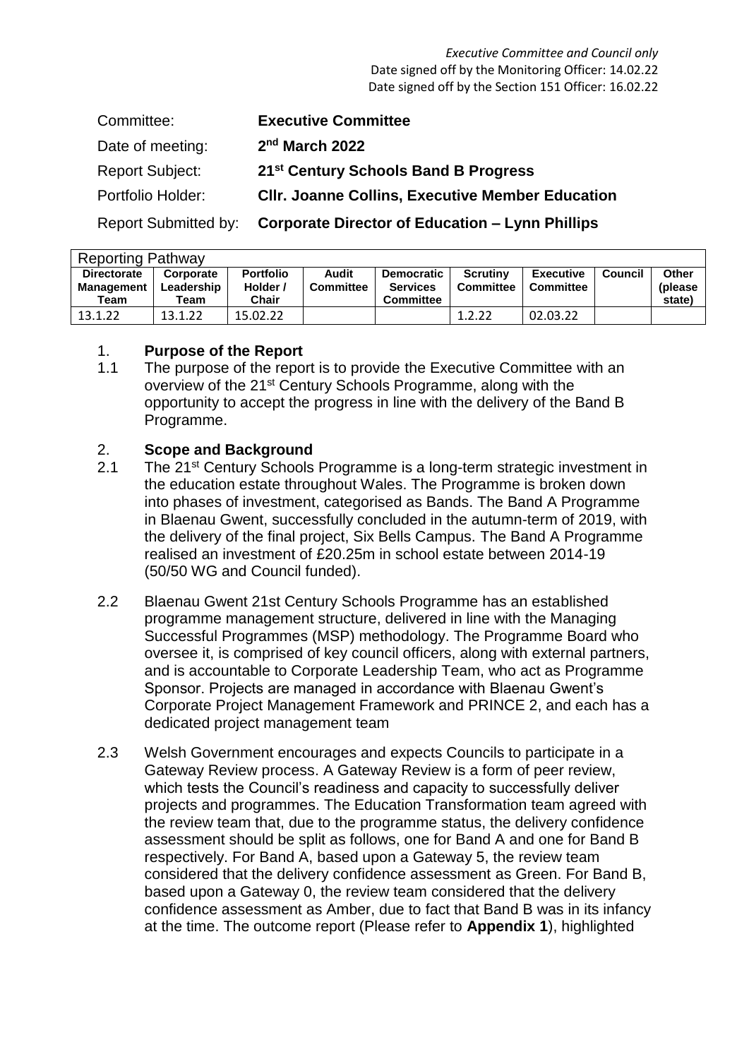*Executive Committee and Council only*
Date signed off by the Monitoring Officer: 14.02.22
Date signed off by the Section 151 Officer: 16.02.22

| | |
|---|---|
| Committee: | **Executive Committee** |
| Date of meeting: | **2nd March 2022** |
| Report Subject: | **21st Century Schools Band B Progress** |
| Portfolio Holder: | **Cllr. Joanne Collins, Executive Member Education** |
| Report Submitted by: | **Corporate Director of Education – Lynn Phillips** |

| Reporting Pathway | | | | | | | | |
|---|---|---|---|---|---|---|---|---|
| **Directorate Management Team** | **Corporate Leadership Team** | **Portfolio Holder / Chair** | **Audit Committee** | **Democratic Services Committee** | **Scrutiny Committee** | **Executive Committee** | **Council** | **Other (please state)** |
| 13.1.22 | 13.1.22 | 15.02.22 | | | 1.2.22 | 02.03.22 | | |

## 1. Purpose of the Report

1.1 The purpose of the report is to provide the Executive Committee with an overview of the 21st Century Schools Programme, along with the opportunity to accept the progress in line with the delivery of the Band B Programme.

## 2. Scope and Background

2.1 The 21st Century Schools Programme is a long-term strategic investment in the education estate throughout Wales. The Programme is broken down into phases of investment, categorised as Bands. The Band A Programme in Blaenau Gwent, successfully concluded in the autumn-term of 2019, with the delivery of the final project, Six Bells Campus. The Band A Programme realised an investment of £20.25m in school estate between 2014-19 (50/50 WG and Council funded).

2.2 Blaenau Gwent 21st Century Schools Programme has an established programme management structure, delivered in line with the Managing Successful Programmes (MSP) methodology. The Programme Board who oversee it, is comprised of key council officers, along with external partners, and is accountable to Corporate Leadership Team, who act as Programme Sponsor. Projects are managed in accordance with Blaenau Gwent's Corporate Project Management Framework and PRINCE 2, and each has a dedicated project management team

2.3 Welsh Government encourages and expects Councils to participate in a Gateway Review process. A Gateway Review is a form of peer review, which tests the Council's readiness and capacity to successfully deliver projects and programmes. The Education Transformation team agreed with the review team that, due to the programme status, the delivery confidence assessment should be split as follows, one for Band A and one for Band B respectively. For Band A, based upon a Gateway 5, the review team considered that the delivery confidence assessment as Green. For Band B, based upon a Gateway 0, the review team considered that the delivery confidence assessment as Amber, due to fact that Band B was in its infancy at the time. The outcome report (Please refer to **Appendix 1**), highlighted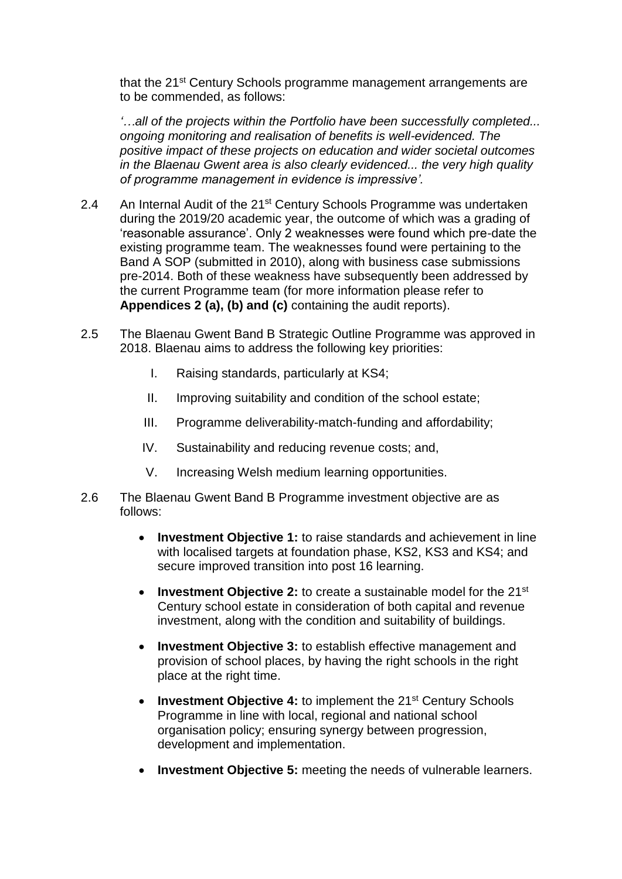that the 21st Century Schools programme management arrangements are to be commended, as follows:

*'…all of the projects within the Portfolio have been successfully completed... ongoing monitoring and realisation of benefits is well-evidenced. The positive impact of these projects on education and wider societal outcomes in the Blaenau Gwent area is also clearly evidenced... the very high quality of programme management in evidence is impressive'.*

2.4 An Internal Audit of the 21st Century Schools Programme was undertaken during the 2019/20 academic year, the outcome of which was a grading of 'reasonable assurance'. Only 2 weaknesses were found which pre-date the existing programme team. The weaknesses found were pertaining to the Band A SOP (submitted in 2010), along with business case submissions pre-2014. Both of these weakness have subsequently been addressed by the current Programme team (for more information please refer to **Appendices 2 (a), (b) and (c)** containing the audit reports).

2.5 The Blaenau Gwent Band B Strategic Outline Programme was approved in 2018. Blaenau aims to address the following key priorities:

I. Raising standards, particularly at KS4;

II. Improving suitability and condition of the school estate;

III. Programme deliverability-match-funding and affordability;

IV. Sustainability and reducing revenue costs; and,

V. Increasing Welsh medium learning opportunities.

2.6 The Blaenau Gwent Band B Programme investment objective are as follows:

- **Investment Objective 1:** to raise standards and achievement in line with localised targets at foundation phase, KS2, KS3 and KS4; and secure improved transition into post 16 learning.
- **Investment Objective 2:** to create a sustainable model for the 21st Century school estate in consideration of both capital and revenue investment, along with the condition and suitability of buildings.
- **Investment Objective 3:** to establish effective management and provision of school places, by having the right schools in the right place at the right time.
- **Investment Objective 4:** to implement the 21st Century Schools Programme in line with local, regional and national school organisation policy; ensuring synergy between progression, development and implementation.
- **Investment Objective 5:** meeting the needs of vulnerable learners.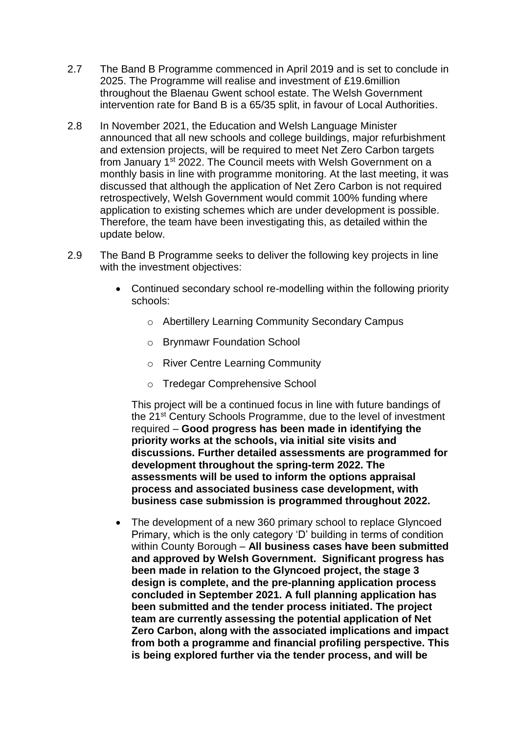2.7 The Band B Programme commenced in April 2019 and is set to conclude in 2025. The Programme will realise and investment of £19.6million throughout the Blaenau Gwent school estate. The Welsh Government intervention rate for Band B is a 65/35 split, in favour of Local Authorities.

2.8 In November 2021, the Education and Welsh Language Minister announced that all new schools and college buildings, major refurbishment and extension projects, will be required to meet Net Zero Carbon targets from January 1st 2022. The Council meets with Welsh Government on a monthly basis in line with programme monitoring. At the last meeting, it was discussed that although the application of Net Zero Carbon is not required retrospectively, Welsh Government would commit 100% funding where application to existing schemes which are under development is possible. Therefore, the team have been investigating this, as detailed within the update below.

2.9 The Band B Programme seeks to deliver the following key projects in line with the investment objectives:

- Continued secondary school re-modelling within the following priority schools:
  - Abertillery Learning Community Secondary Campus
  - Brynmawr Foundation School
  - River Centre Learning Community
  - Tredegar Comprehensive School

  This project will be a continued focus in line with future bandings of the 21st Century Schools Programme, due to the level of investment required – **Good progress has been made in identifying the priority works at the schools, via initial site visits and discussions. Further detailed assessments are programmed for development throughout the spring-term 2022. The assessments will be used to inform the options appraisal process and associated business case development, with business case submission is programmed throughout 2022.**

- The development of a new 360 primary school to replace Glyncoed Primary, which is the only category 'D' building in terms of condition within County Borough – **All business cases have been submitted and approved by Welsh Government. Significant progress has been made in relation to the Glyncoed project, the stage 3 design is complete, and the pre-planning application process concluded in September 2021. A full planning application has been submitted and the tender process initiated. The project team are currently assessing the potential application of Net Zero Carbon, along with the associated implications and impact from both a programme and financial profiling perspective. This is being explored further via the tender process, and will be**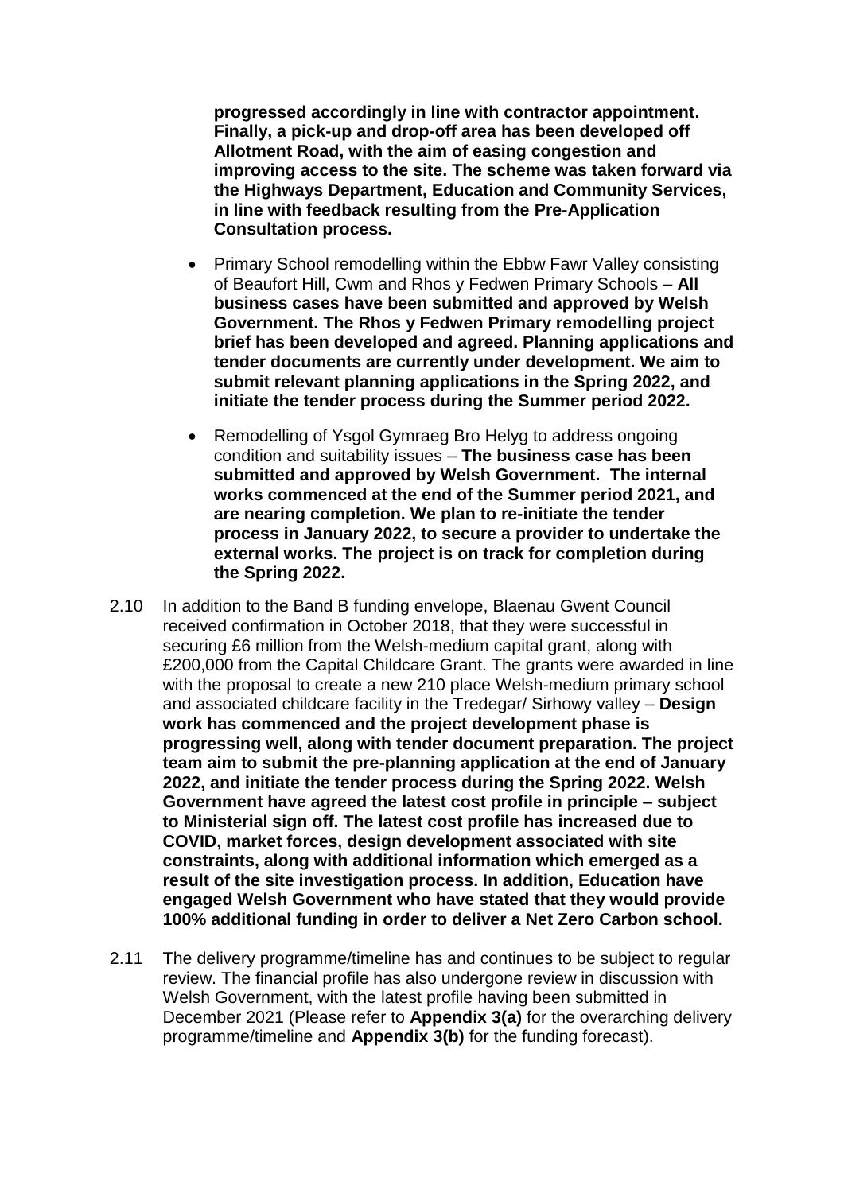**progressed accordingly in line with contractor appointment. Finally, a pick-up and drop-off area has been developed off Allotment Road, with the aim of easing congestion and improving access to the site. The scheme was taken forward via the Highways Department, Education and Community Services, in line with feedback resulting from the Pre-Application Consultation process.**

- Primary School remodelling within the Ebbw Fawr Valley consisting of Beaufort Hill, Cwm and Rhos y Fedwen Primary Schools – **All business cases have been submitted and approved by Welsh Government. The Rhos y Fedwen Primary remodelling project brief has been developed and agreed. Planning applications and tender documents are currently under development. We aim to submit relevant planning applications in the Spring 2022, and initiate the tender process during the Summer period 2022.**
- Remodelling of Ysgol Gymraeg Bro Helyg to address ongoing condition and suitability issues – **The business case has been submitted and approved by Welsh Government. The internal works commenced at the end of the Summer period 2021, and are nearing completion. We plan to re-initiate the tender process in January 2022, to secure a provider to undertake the external works. The project is on track for completion during the Spring 2022.**

2.10 In addition to the Band B funding envelope, Blaenau Gwent Council received confirmation in October 2018, that they were successful in securing £6 million from the Welsh-medium capital grant, along with £200,000 from the Capital Childcare Grant. The grants were awarded in line with the proposal to create a new 210 place Welsh-medium primary school and associated childcare facility in the Tredegar/ Sirhowy valley – **Design work has commenced and the project development phase is progressing well, along with tender document preparation. The project team aim to submit the pre-planning application at the end of January 2022, and initiate the tender process during the Spring 2022. Welsh Government have agreed the latest cost profile in principle – subject to Ministerial sign off. The latest cost profile has increased due to COVID, market forces, design development associated with site constraints, along with additional information which emerged as a result of the site investigation process. In addition, Education have engaged Welsh Government who have stated that they would provide 100% additional funding in order to deliver a Net Zero Carbon school.**

2.11 The delivery programme/timeline has and continues to be subject to regular review. The financial profile has also undergone review in discussion with Welsh Government, with the latest profile having been submitted in December 2021 (Please refer to **Appendix 3(a)** for the overarching delivery programme/timeline and **Appendix 3(b)** for the funding forecast).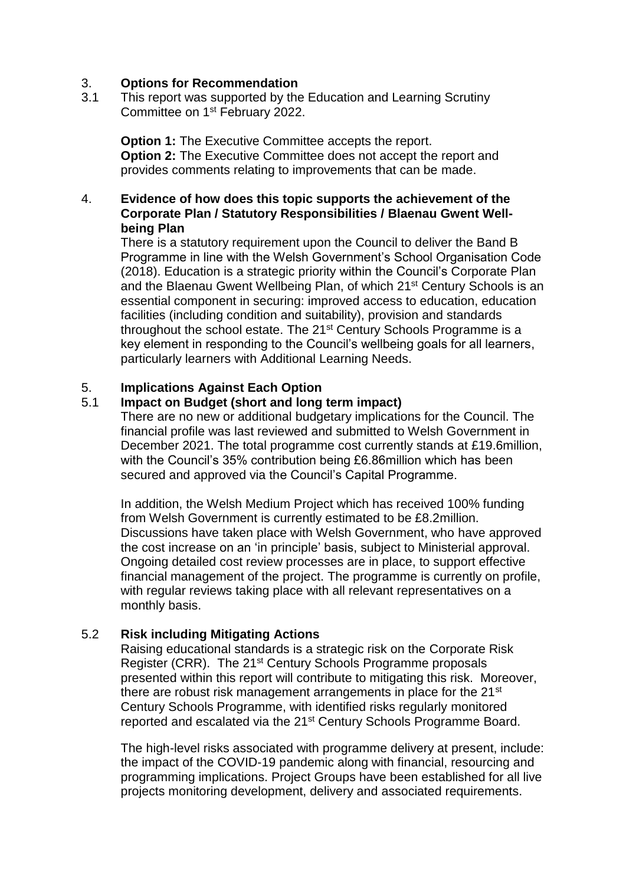## 3. Options for Recommendation

3.1 This report was supported by the Education and Learning Scrutiny Committee on 1st February 2022.

**Option 1:** The Executive Committee accepts the report.
**Option 2:** The Executive Committee does not accept the report and provides comments relating to improvements that can be made.

## 4. Evidence of how does this topic supports the achievement of the Corporate Plan / Statutory Responsibilities / Blaenau Gwent Well-being Plan

There is a statutory requirement upon the Council to deliver the Band B Programme in line with the Welsh Government's School Organisation Code (2018). Education is a strategic priority within the Council's Corporate Plan and the Blaenau Gwent Wellbeing Plan, of which 21st Century Schools is an essential component in securing: improved access to education, education facilities (including condition and suitability), provision and standards throughout the school estate. The 21st Century Schools Programme is a key element in responding to the Council's wellbeing goals for all learners, particularly learners with Additional Learning Needs.

## 5. Implications Against Each Option

### 5.1 Impact on Budget (short and long term impact)

There are no new or additional budgetary implications for the Council. The financial profile was last reviewed and submitted to Welsh Government in December 2021. The total programme cost currently stands at £19.6million, with the Council's 35% contribution being £6.86million which has been secured and approved via the Council's Capital Programme.

In addition, the Welsh Medium Project which has received 100% funding from Welsh Government is currently estimated to be £8.2million. Discussions have taken place with Welsh Government, who have approved the cost increase on an 'in principle' basis, subject to Ministerial approval. Ongoing detailed cost review processes are in place, to support effective financial management of the project. The programme is currently on profile, with regular reviews taking place with all relevant representatives on a monthly basis.

### 5.2 Risk including Mitigating Actions

Raising educational standards is a strategic risk on the Corporate Risk Register (CRR). The 21st Century Schools Programme proposals presented within this report will contribute to mitigating this risk. Moreover, there are robust risk management arrangements in place for the 21st Century Schools Programme, with identified risks regularly monitored reported and escalated via the 21st Century Schools Programme Board.

The high-level risks associated with programme delivery at present, include: the impact of the COVID-19 pandemic along with financial, resourcing and programming implications. Project Groups have been established for all live projects monitoring development, delivery and associated requirements.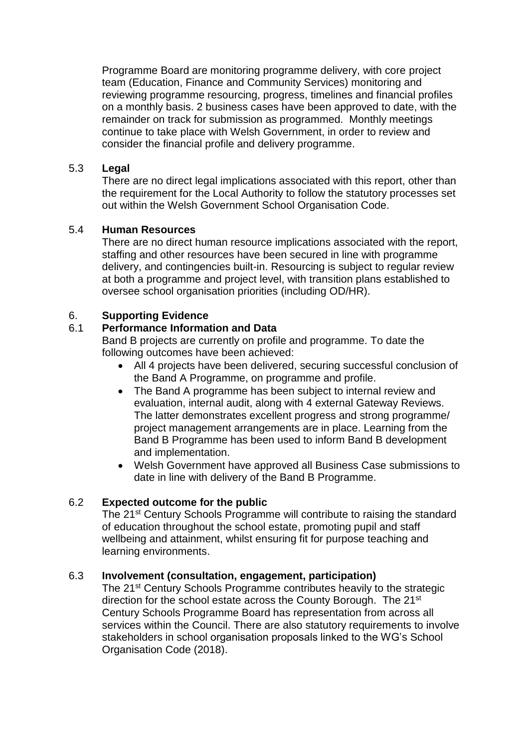Programme Board are monitoring programme delivery, with core project team (Education, Finance and Community Services) monitoring and reviewing programme resourcing, progress, timelines and financial profiles on a monthly basis. 2 business cases have been approved to date, with the remainder on track for submission as programmed. Monthly meetings continue to take place with Welsh Government, in order to review and consider the financial profile and delivery programme.

5.3 **Legal**

There are no direct legal implications associated with this report, other than the requirement for the Local Authority to follow the statutory processes set out within the Welsh Government School Organisation Code.

5.4 **Human Resources**

There are no direct human resource implications associated with the report, staffing and other resources have been secured in line with programme delivery, and contingencies built-in. Resourcing is subject to regular review at both a programme and project level, with transition plans established to oversee school organisation priorities (including OD/HR).

6. **Supporting Evidence**

6.1 **Performance Information and Data**

Band B projects are currently on profile and programme. To date the following outcomes have been achieved:

- All 4 projects have been delivered, securing successful conclusion of the Band A Programme, on programme and profile.
- The Band A programme has been subject to internal review and evaluation, internal audit, along with 4 external Gateway Reviews. The latter demonstrates excellent progress and strong programme/ project management arrangements are in place. Learning from the Band B Programme has been used to inform Band B development and implementation.
- Welsh Government have approved all Business Case submissions to date in line with delivery of the Band B Programme.

6.2 **Expected outcome for the public**

The 21st Century Schools Programme will contribute to raising the standard of education throughout the school estate, promoting pupil and staff wellbeing and attainment, whilst ensuring fit for purpose teaching and learning environments.

6.3 **Involvement (consultation, engagement, participation)**

The 21st Century Schools Programme contributes heavily to the strategic direction for the school estate across the County Borough. The 21st Century Schools Programme Board has representation from across all services within the Council. There are also statutory requirements to involve stakeholders in school organisation proposals linked to the WG's School Organisation Code (2018).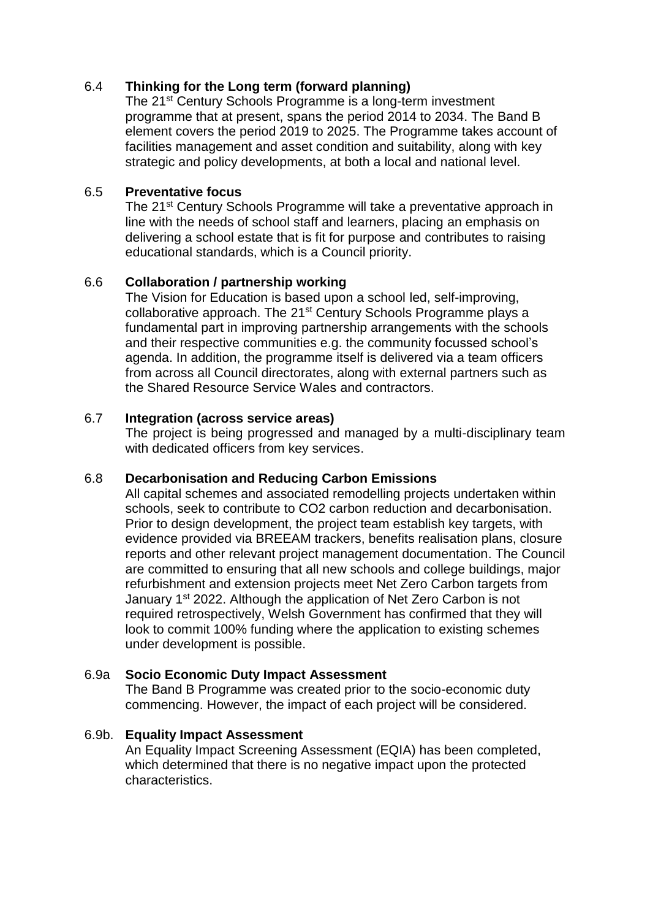### 6.4 Thinking for the Long term (forward planning)

The 21st Century Schools Programme is a long-term investment programme that at present, spans the period 2014 to 2034. The Band B element covers the period 2019 to 2025. The Programme takes account of facilities management and asset condition and suitability, along with key strategic and policy developments, at both a local and national level.

### 6.5 Preventative focus

The 21st Century Schools Programme will take a preventative approach in line with the needs of school staff and learners, placing an emphasis on delivering a school estate that is fit for purpose and contributes to raising educational standards, which is a Council priority.

### 6.6 Collaboration / partnership working

The Vision for Education is based upon a school led, self-improving, collaborative approach. The 21st Century Schools Programme plays a fundamental part in improving partnership arrangements with the schools and their respective communities e.g. the community focussed school's agenda. In addition, the programme itself is delivered via a team officers from across all Council directorates, along with external partners such as the Shared Resource Service Wales and contractors.

### 6.7 Integration (across service areas)

The project is being progressed and managed by a multi-disciplinary team with dedicated officers from key services.

### 6.8 Decarbonisation and Reducing Carbon Emissions

All capital schemes and associated remodelling projects undertaken within schools, seek to contribute to $CO_2$ carbon reduction and decarbonisation. Prior to design development, the project team establish key targets, with evidence provided via BREEAM trackers, benefits realisation plans, closure reports and other relevant project management documentation. The Council are committed to ensuring that all new schools and college buildings, major refurbishment and extension projects meet Net Zero Carbon targets from January 1st 2022. Although the application of Net Zero Carbon is not required retrospectively, Welsh Government has confirmed that they will look to commit 100% funding where the application to existing schemes under development is possible.

### 6.9a Socio Economic Duty Impact Assessment

The Band B Programme was created prior to the socio-economic duty commencing. However, the impact of each project will be considered.

### 6.9b. Equality Impact Assessment

An Equality Impact Screening Assessment (EQIA) has been completed, which determined that there is no negative impact upon the protected characteristics.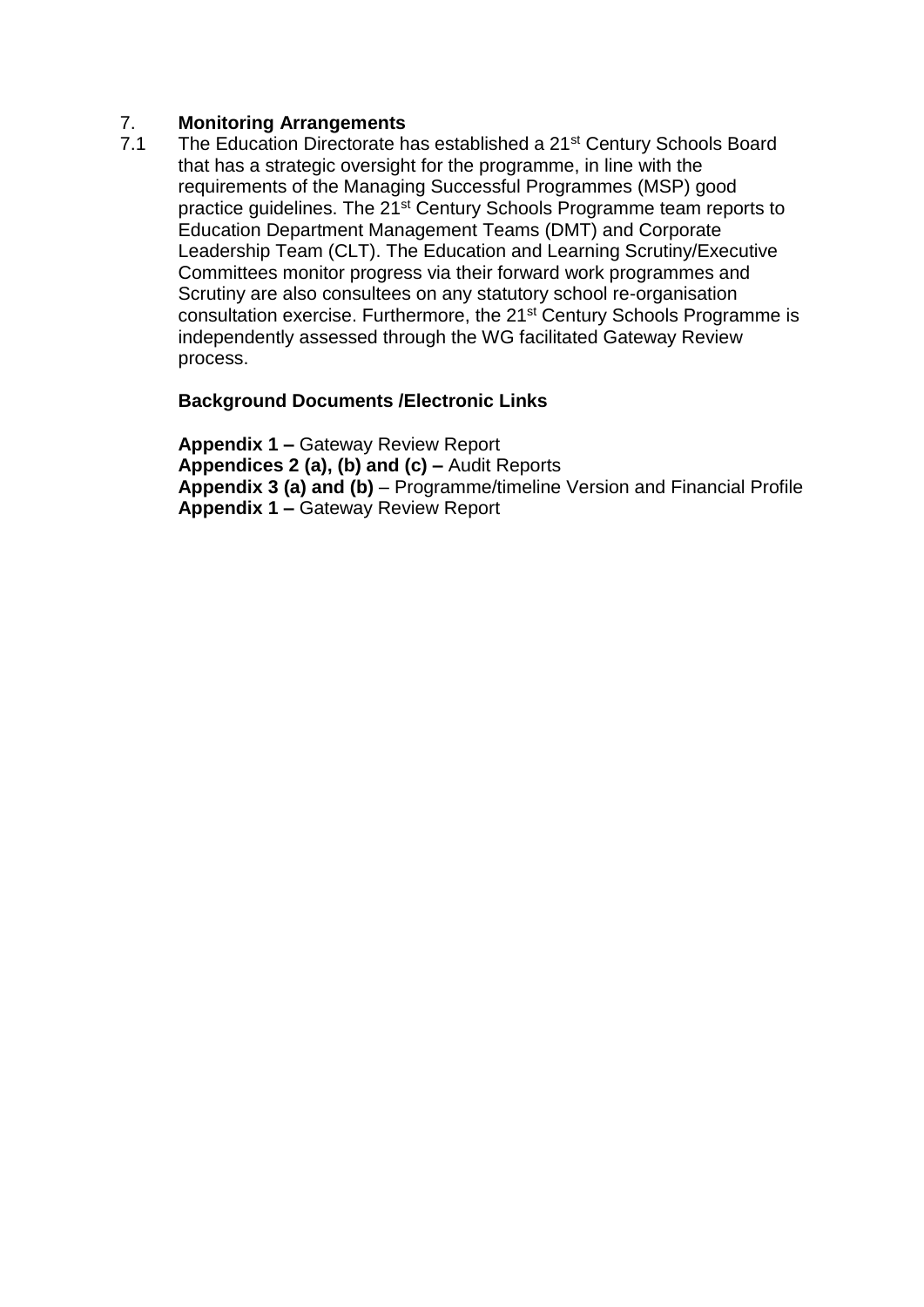## 7. Monitoring Arrangements

7.1 The Education Directorate has established a 21st Century Schools Board that has a strategic oversight for the programme, in line with the requirements of the Managing Successful Programmes (MSP) good practice guidelines. The 21st Century Schools Programme team reports to Education Department Management Teams (DMT) and Corporate Leadership Team (CLT). The Education and Learning Scrutiny/Executive Committees monitor progress via their forward work programmes and Scrutiny are also consultees on any statutory school re-organisation consultation exercise. Furthermore, the 21st Century Schools Programme is independently assessed through the WG facilitated Gateway Review process.

**Background Documents /Electronic Links**

**Appendix 1 –** Gateway Review Report
**Appendices 2 (a), (b) and (c) –** Audit Reports
**Appendix 3 (a) and (b)** – Programme/timeline Version and Financial Profile
**Appendix 1 –** Gateway Review Report